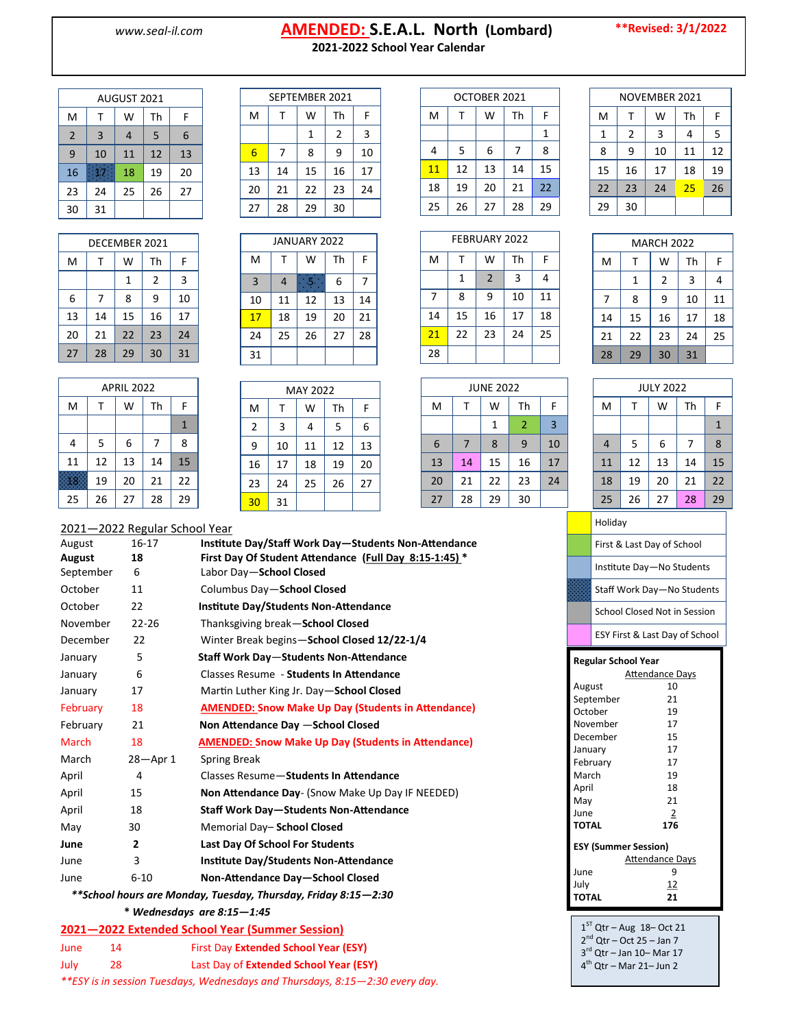www.seal-il.com

# AMENDED: S.E.A.L. North (Lombard)

**2021-2022 School Year Calendar**

****Revised: 3/1/2022**

| AUGUST 2021 | | | | |
|---|---|---|---|---|
| M | T | W | Th | F |
| 2 | 3 | 4 | 5 | 6 |
| 9 | 10 | 11 | 12 | 13 |
| 16 | 17 | 18 | 19 | 20 |
| 23 | 24 | 25 | 26 | 27 |
| 30 | 31 | | | |

| SEPTEMBER 2021 | | | | |
|---|---|---|---|---|
| M | T | W | Th | F |
| | | 1 | 2 | 3 |
| 6 | 7 | 8 | 9 | 10 |
| 13 | 14 | 15 | 16 | 17 |
| 20 | 21 | 22 | 23 | 24 |
| 27 | 28 | 29 | 30 | |

| OCTOBER 2021 | | | | |
|---|---|---|---|---|
| M | T | W | Th | F |
| | | | | 1 |
| 4 | 5 | 6 | 7 | 8 |
| 11 | 12 | 13 | 14 | 15 |
| 18 | 19 | 20 | 21 | 22 |
| 25 | 26 | 27 | 28 | 29 |

| NOVEMBER 2021 | | | | |
|---|---|---|---|---|
| M | T | W | Th | F |
| 1 | 2 | 3 | 4 | 5 |
| 8 | 9 | 10 | 11 | 12 |
| 15 | 16 | 17 | 18 | 19 |
| 22 | 23 | 24 | 25 | 26 |
| 29 | 30 | | | |

| DECEMBER 2021 | | | | |
|---|---|---|---|---|
| M | T | W | Th | F |
| | | 1 | 2 | 3 |
| 6 | 7 | 8 | 9 | 10 |
| 13 | 14 | 15 | 16 | 17 |
| 20 | 21 | 22 | 23 | 24 |
| 27 | 28 | 29 | 30 | 31 |

| JANUARY 2022 | | | | |
|---|---|---|---|---|
| M | T | W | Th | F |
| 3 | 4 | 5 | 6 | 7 |
| 10 | 11 | 12 | 13 | 14 |
| 17 | 18 | 19 | 20 | 21 |
| 24 | 25 | 26 | 27 | 28 |
| 31 | | | | |

| FEBRUARY 2022 | | | | |
|---|---|---|---|---|
| M | T | W | Th | F |
| | 1 | 2 | 3 | 4 |
| 7 | 8 | 9 | 10 | 11 |
| 14 | 15 | 16 | 17 | 18 |
| 21 | 22 | 23 | 24 | 25 |
| 28 | | | | |

| MARCH 2022 | | | | |
|---|---|---|---|---|
| M | T | W | Th | F |
| | 1 | 2 | 3 | 4 |
| 7 | 8 | 9 | 10 | 11 |
| 14 | 15 | 16 | 17 | 18 |
| 21 | 22 | 23 | 24 | 25 |
| 28 | 29 | 30 | 31 | |

| APRIL 2022 | | | | |
|---|---|---|---|---|
| M | T | W | Th | F |
| | | | | 1 |
| 4 | 5 | 6 | 7 | 8 |
| 11 | 12 | 13 | 14 | 15 |
| 18 | 19 | 20 | 21 | 22 |
| 25 | 26 | 27 | 28 | 29 |

| MAY 2022 | | | | |
|---|---|---|---|---|
| M | T | W | Th | F |
| 2 | 3 | 4 | 5 | 6 |
| 9 | 10 | 11 | 12 | 13 |
| 16 | 17 | 18 | 19 | 20 |
| 23 | 24 | 25 | 26 | 27 |
| 30 | 31 | | | |

| JUNE 2022 | | | | |
|---|---|---|---|---|
| M | T | W | Th | F |
| | | 1 | 2 | 3 |
| 6 | 7 | 8 | 9 | 10 |
| 13 | 14 | 15 | 16 | 17 |
| 20 | 21 | 22 | 23 | 24 |
| 27 | 28 | 29 | 30 | |

| JULY 2022 | | | | |
|---|---|---|---|---|
| M | T | W | Th | F |
| | | | | 1 |
| 4 | 5 | 6 | 7 | 8 |
| 11 | 12 | 13 | 14 | 15 |
| 18 | 19 | 20 | 21 | 22 |
| 25 | 26 | 27 | 28 | 29 |

| Legend |
|---|
| Holiday |
| First & Last Day of School |
| Institute Day—No Students |
| Staff Work Day—No Students |
| School Closed Not in Session |
| ESY First & Last Day of School |

## 2021—2022 Regular School Year

| | | |
|---|---|---|
| August | 16-17 | **Institute Day/Staff Work Day—Students Non-Attendance** |
| **August** | **18** | **First Day Of Student Attendance (Full Day 8:15-1:45) *** |
| September | 6 | Labor Day—**School Closed** |
| October | 11 | Columbus Day—**School Closed** |
| October | 22 | **Institute Day/Students Non-Attendance** |
| November | 22-26 | Thanksgiving break—**School Closed** |
| December | 22 | Winter Break begins—**School Closed 12/22-1/4** |
| January | 5 | **Staff Work Day—Students Non-Attendance** |
| January | 6 | Classes Resume - **Students In Attendance** |
| January | 17 | Martin Luther King Jr. Day—**School Closed** |
| February | 18 | **AMENDED: Snow Make Up Day (Students in Attendance)** |
| February | 21 | **Non Attendance Day —School Closed** |
| March | 18 | **AMENDED: Snow Make Up Day (Students in Attendance)** |
| March | 28—Apr 1 | Spring Break |
| April | 4 | Classes Resume—**Students In Attendance** |
| April | 15 | **Non Attendance Day**- (Snow Make Up Day IF NEEDED) |
| April | 18 | **Staff Work Day—Students Non-Attendance** |
| May | 30 | Memorial Day– **School Closed** |
| **June** | **2** | **Last Day Of School For Students** |
| June | 3 | **Institute Day/Students Non-Attendance** |
| June | 6-10 | **Non-Attendance Day—School Closed** |

***\*\*School hours are Monday, Tuesday, Thursday, Friday 8:15—2:30***

***\* Wednesdays are 8:15—1:45***

## 2021—2022 Extended School Year (Summer Session)

| | | |
|---|---|---|
| June | 14 | First Day **Extended School Year (ESY)** |
| July | 28 | Last Day of **Extended School Year (ESY)** |

*\*\*ESY is in session Tuesdays, Wednesdays and Thursdays, 8:15—2:30 every day.*

**Regular School Year**

| | Attendance Days |
|---|---|
| August | 10 |
| September | 21 |
| October | 19 |
| November | 17 |
| December | 15 |
| January | 17 |
| February | 17 |
| March | 19 |
| April | 18 |
| May | 21 |
| June | 2 |
| **TOTAL** | **176** |

**ESY (Summer Session)**

| | Attendance Days |
|---|---|
| June | 9 |
| July | 12 |
| **TOTAL** | **21** |

1st Qtr – Aug 18– Oct 21
2nd Qtr – Oct 25 – Jan 7
3rd Qtr – Jan 10– Mar 17
4th Qtr – Mar 21– Jun 2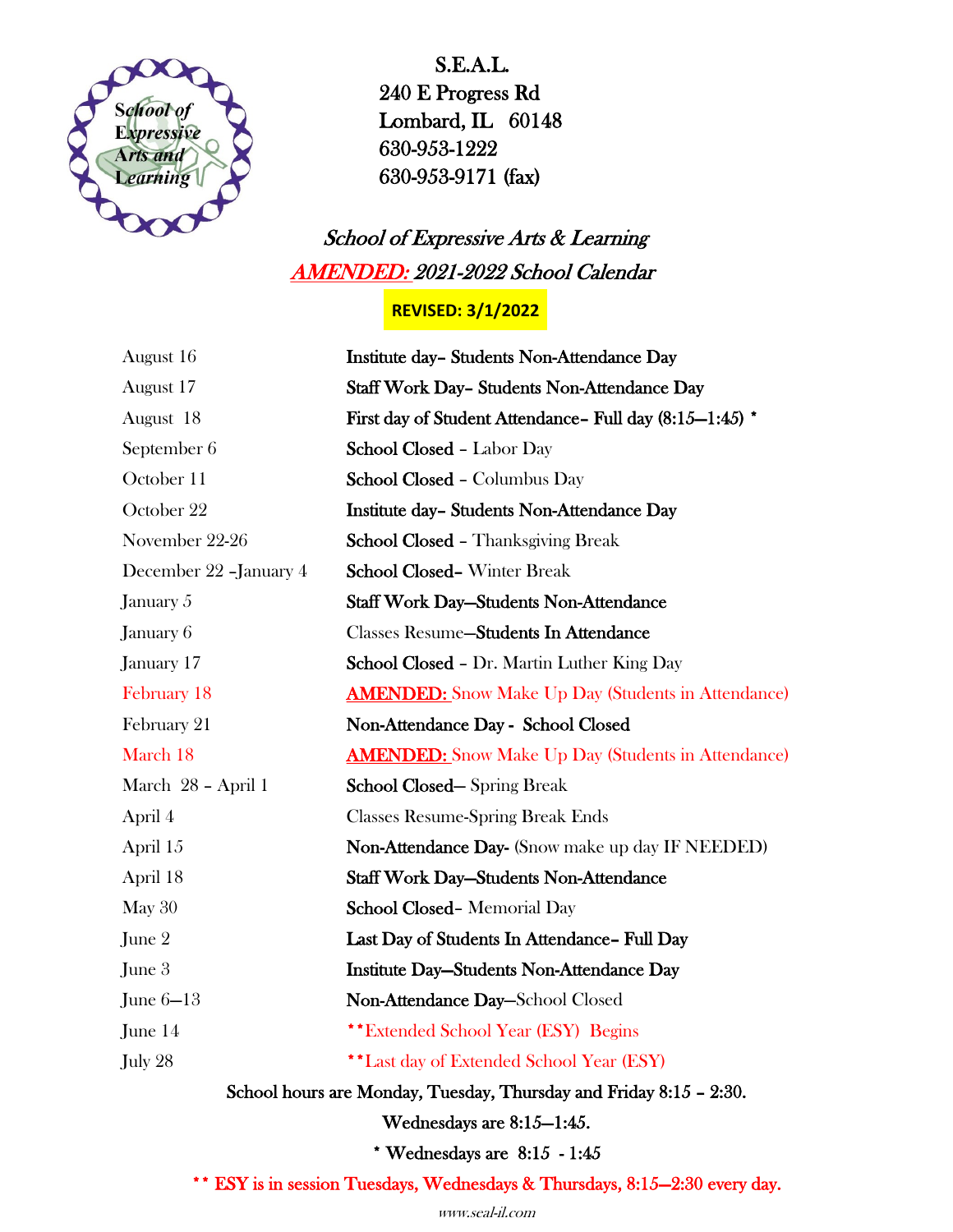School of Expressive Arts and Learning

S.E.A.L.
240 E Progress Rd
Lombard, IL 60148
630-953-1222
630-953-9171 (fax)

## *School of Expressive Arts & Learning*

## *AMENDED: 2021-2022 School Calendar*

**REVISED: 3/1/2022**

| | |
|---|---|
| August 16 | **Institute day– Students Non-Attendance Day** |
| August 17 | **Staff Work Day– Students Non-Attendance Day** |
| August 18 | **First day of Student Attendance– Full day (8:15—1:45) \*** |
| September 6 | **School Closed** – Labor Day |
| October 11 | **School Closed** – Columbus Day |
| October 22 | **Institute day– Students Non-Attendance Day** |
| November 22-26 | **School Closed** – Thanksgiving Break |
| December 22 –January 4 | **School Closed–** Winter Break |
| January 5 | **Staff Work Day—Students Non-Attendance** |
| January 6 | Classes Resume—**Students In Attendance** |
| January 17 | **School Closed** – Dr. Martin Luther King Day |
| February 18 | **AMENDED:** Snow Make Up Day (Students in Attendance) |
| February 21 | **Non-Attendance Day - School Closed** |
| March 18 | **AMENDED:** Snow Make Up Day (Students in Attendance) |
| March 28 – April 1 | **School Closed**— Spring Break |
| April 4 | Classes Resume-Spring Break Ends |
| April 15 | **Non-Attendance Day-** (Snow make up day IF NEEDED) |
| April 18 | **Staff Work Day—Students Non-Attendance** |
| May 30 | **School Closed**– Memorial Day |
| June 2 | **Last Day of Students In Attendance– Full Day** |
| June 3 | **Institute Day—Students Non-Attendance Day** |
| June 6—13 | **Non-Attendance Day**—School Closed |
| June 14 | \*\*Extended School Year (ESY) Begins |
| July 28 | \*\*Last day of Extended School Year (ESY) |

**School hours are Monday, Tuesday, Thursday and Friday 8:15 – 2:30.**

**Wednesdays are 8:15—1:45.**

**\* Wednesdays are 8:15 - 1:45**

**\*\* ESY is in session Tuesdays, Wednesdays & Thursdays, 8:15—2:30 every day.**

*www.seal-il.com*